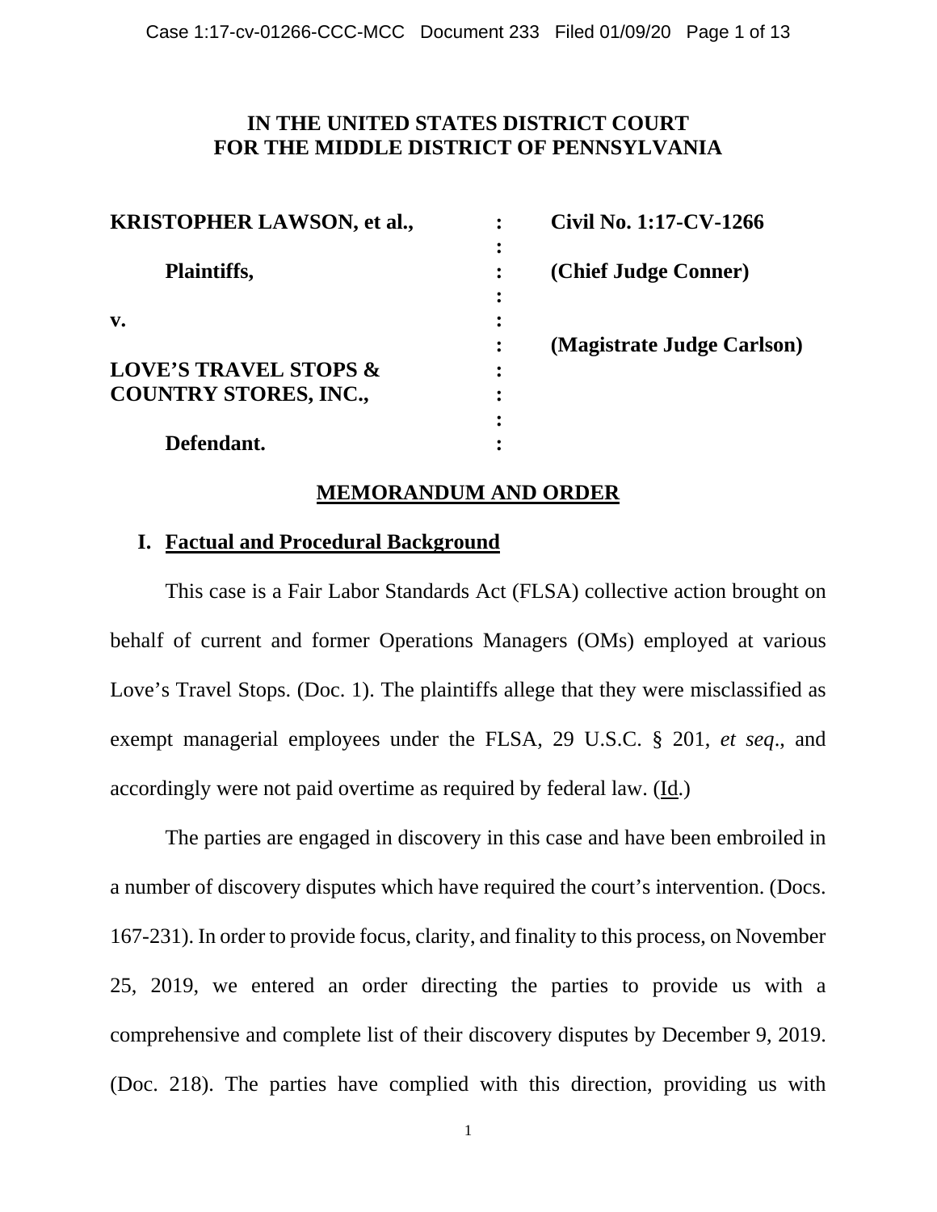**IN THE UNITED STATES DISTRICT COURT**
**FOR THE MIDDLE DISTRICT OF PENNSYLVANIA**

| | | |
|---|---|---|
| **KRISTOPHER LAWSON, et al.,** | : | **Civil No. 1:17-CV-1266** |
| | : | |
| **Plaintiffs,** | : | **(Chief Judge Conner)** |
| | : | |
| **v.** | : | |
| | : | **(Magistrate Judge Carlson)** |
| **LOVE'S TRAVEL STOPS & COUNTRY STORES, INC.,** | : | |
| | : | |
| **Defendant.** | : | |

## MEMORANDUM AND ORDER

### I. Factual and Procedural Background

This case is a Fair Labor Standards Act (FLSA) collective action brought on behalf of current and former Operations Managers (OMs) employed at various Love's Travel Stops. (Doc. 1). The plaintiffs allege that they were misclassified as exempt managerial employees under the FLSA, 29 U.S.C. § 201, *et seq*., and accordingly were not paid overtime as required by federal law. (Id.)

The parties are engaged in discovery in this case and have been embroiled in a number of discovery disputes which have required the court's intervention. (Docs. 167-231). In order to provide focus, clarity, and finality to this process, on November 25, 2019, we entered an order directing the parties to provide us with a comprehensive and complete list of their discovery disputes by December 9, 2019. (Doc. 218). The parties have complied with this direction, providing us with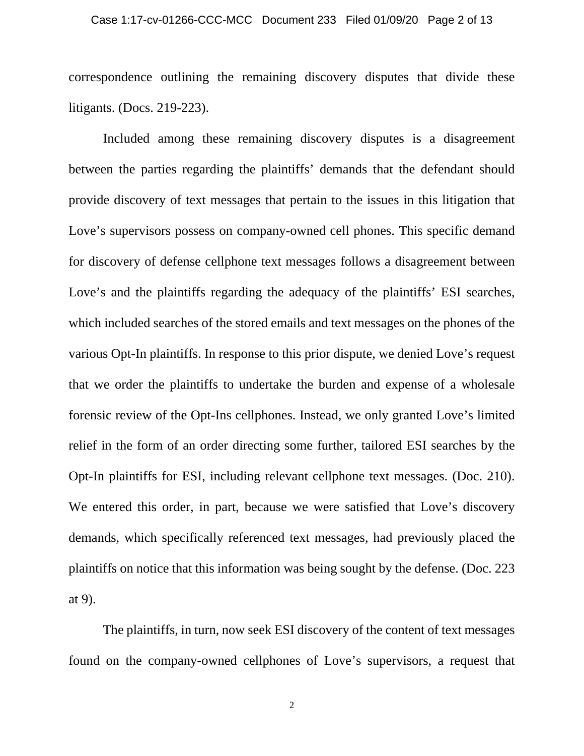correspondence outlining the remaining discovery disputes that divide these litigants. (Docs. 219-223).

Included among these remaining discovery disputes is a disagreement between the parties regarding the plaintiffs' demands that the defendant should provide discovery of text messages that pertain to the issues in this litigation that Love's supervisors possess on company-owned cell phones. This specific demand for discovery of defense cellphone text messages follows a disagreement between Love's and the plaintiffs regarding the adequacy of the plaintiffs' ESI searches, which included searches of the stored emails and text messages on the phones of the various Opt-In plaintiffs. In response to this prior dispute, we denied Love's request that we order the plaintiffs to undertake the burden and expense of a wholesale forensic review of the Opt-Ins cellphones. Instead, we only granted Love's limited relief in the form of an order directing some further, tailored ESI searches by the Opt-In plaintiffs for ESI, including relevant cellphone text messages. (Doc. 210). We entered this order, in part, because we were satisfied that Love's discovery demands, which specifically referenced text messages, had previously placed the plaintiffs on notice that this information was being sought by the defense. (Doc. 223 at 9).

The plaintiffs, in turn, now seek ESI discovery of the content of text messages found on the company-owned cellphones of Love's supervisors, a request that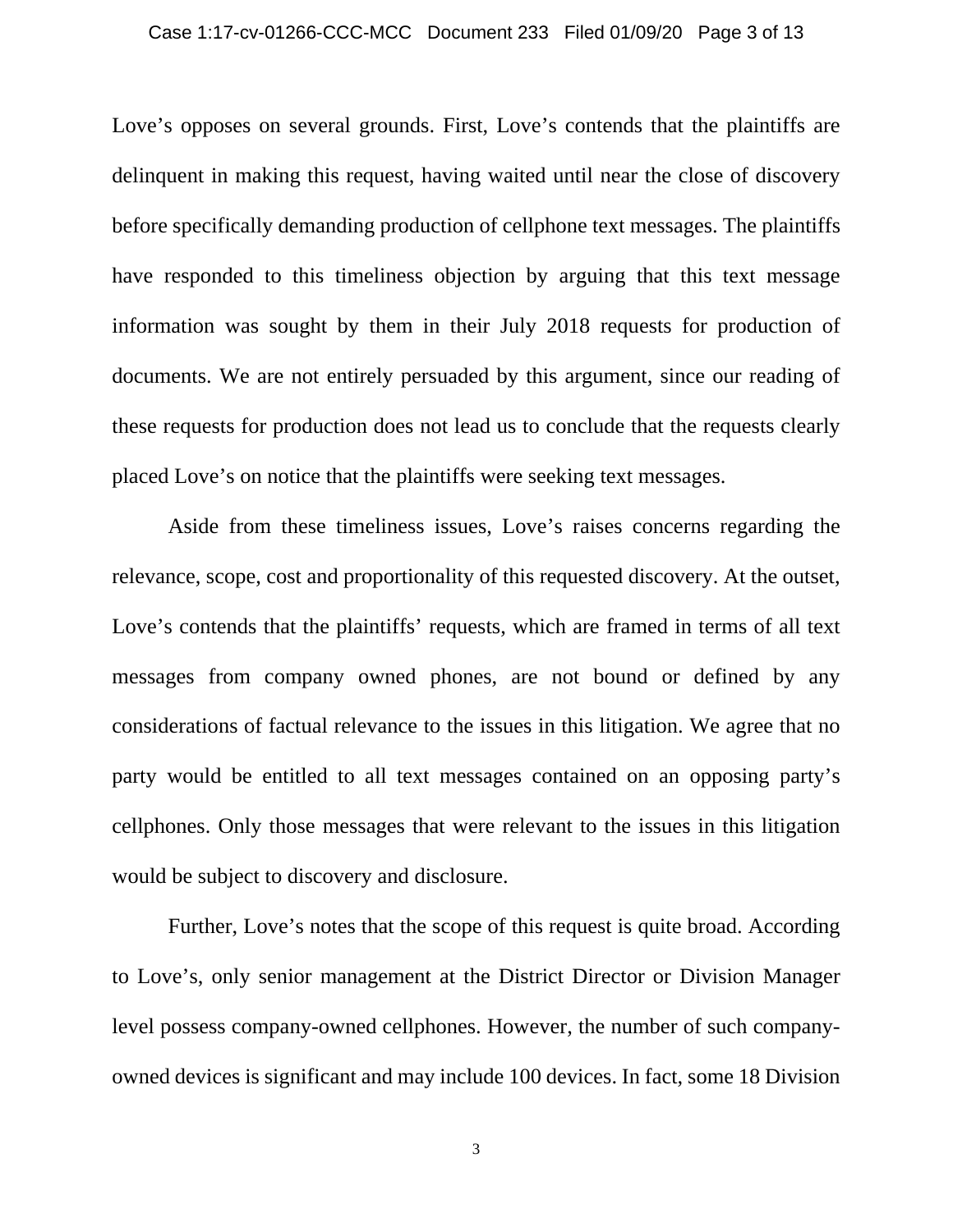Love's opposes on several grounds. First, Love's contends that the plaintiffs are delinquent in making this request, having waited until near the close of discovery before specifically demanding production of cellphone text messages. The plaintiffs have responded to this timeliness objection by arguing that this text message information was sought by them in their July 2018 requests for production of documents. We are not entirely persuaded by this argument, since our reading of these requests for production does not lead us to conclude that the requests clearly placed Love's on notice that the plaintiffs were seeking text messages.

Aside from these timeliness issues, Love's raises concerns regarding the relevance, scope, cost and proportionality of this requested discovery. At the outset, Love's contends that the plaintiffs' requests, which are framed in terms of all text messages from company owned phones, are not bound or defined by any considerations of factual relevance to the issues in this litigation. We agree that no party would be entitled to all text messages contained on an opposing party's cellphones. Only those messages that were relevant to the issues in this litigation would be subject to discovery and disclosure.

Further, Love's notes that the scope of this request is quite broad. According to Love's, only senior management at the District Director or Division Manager level possess company-owned cellphones. However, the number of such company-owned devices is significant and may include 100 devices. In fact, some 18 Division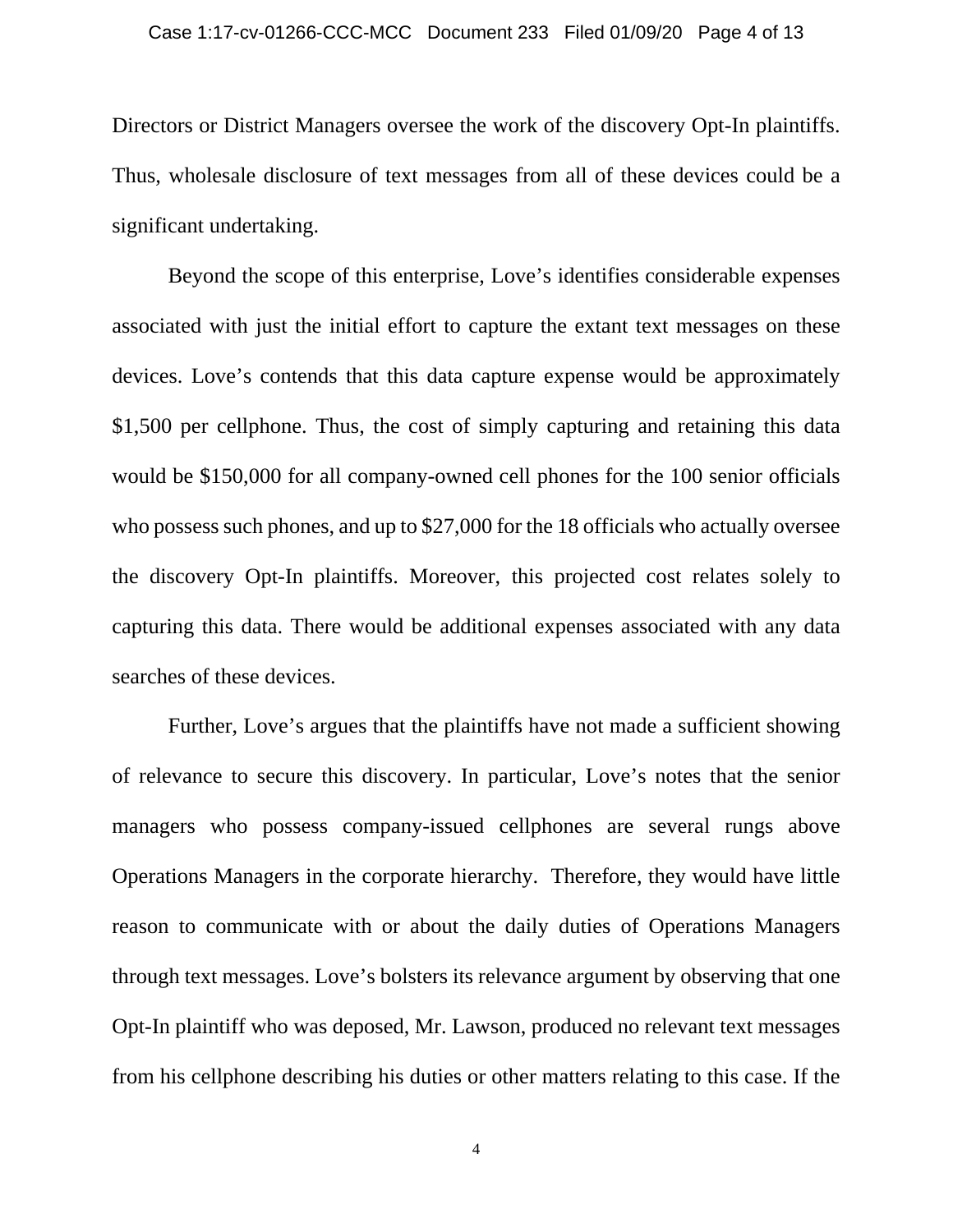Directors or District Managers oversee the work of the discovery Opt-In plaintiffs. Thus, wholesale disclosure of text messages from all of these devices could be a significant undertaking.

Beyond the scope of this enterprise, Love's identifies considerable expenses associated with just the initial effort to capture the extant text messages on these devices. Love's contends that this data capture expense would be approximately $1,500 per cellphone. Thus, the cost of simply capturing and retaining this data would be $150,000 for all company-owned cell phones for the 100 senior officials who possess such phones, and up to $27,000 for the 18 officials who actually oversee the discovery Opt-In plaintiffs. Moreover, this projected cost relates solely to capturing this data. There would be additional expenses associated with any data searches of these devices.

Further, Love's argues that the plaintiffs have not made a sufficient showing of relevance to secure this discovery. In particular, Love's notes that the senior managers who possess company-issued cellphones are several rungs above Operations Managers in the corporate hierarchy. Therefore, they would have little reason to communicate with or about the daily duties of Operations Managers through text messages. Love's bolsters its relevance argument by observing that one Opt-In plaintiff who was deposed, Mr. Lawson, produced no relevant text messages from his cellphone describing his duties or other matters relating to this case. If the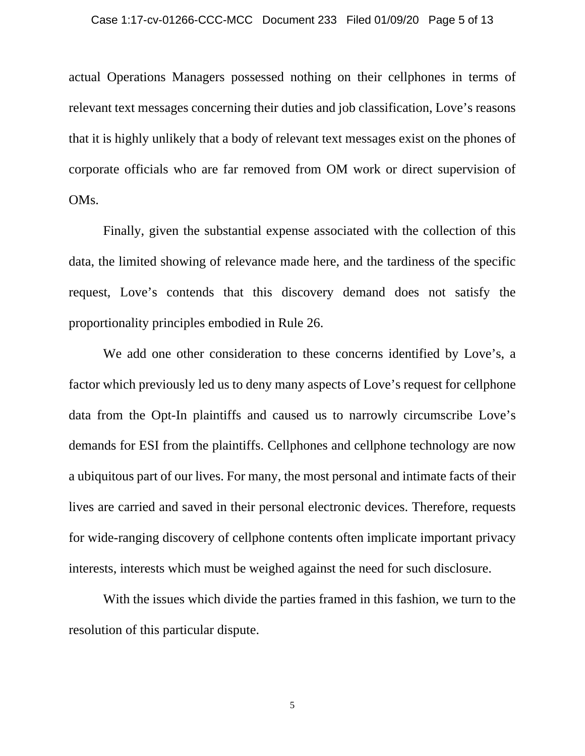actual Operations Managers possessed nothing on their cellphones in terms of relevant text messages concerning their duties and job classification, Love's reasons that it is highly unlikely that a body of relevant text messages exist on the phones of corporate officials who are far removed from OM work or direct supervision of OMs.

Finally, given the substantial expense associated with the collection of this data, the limited showing of relevance made here, and the tardiness of the specific request, Love's contends that this discovery demand does not satisfy the proportionality principles embodied in Rule 26.

We add one other consideration to these concerns identified by Love's, a factor which previously led us to deny many aspects of Love's request for cellphone data from the Opt-In plaintiffs and caused us to narrowly circumscribe Love's demands for ESI from the plaintiffs. Cellphones and cellphone technology are now a ubiquitous part of our lives. For many, the most personal and intimate facts of their lives are carried and saved in their personal electronic devices. Therefore, requests for wide-ranging discovery of cellphone contents often implicate important privacy interests, interests which must be weighed against the need for such disclosure.

With the issues which divide the parties framed in this fashion, we turn to the resolution of this particular dispute.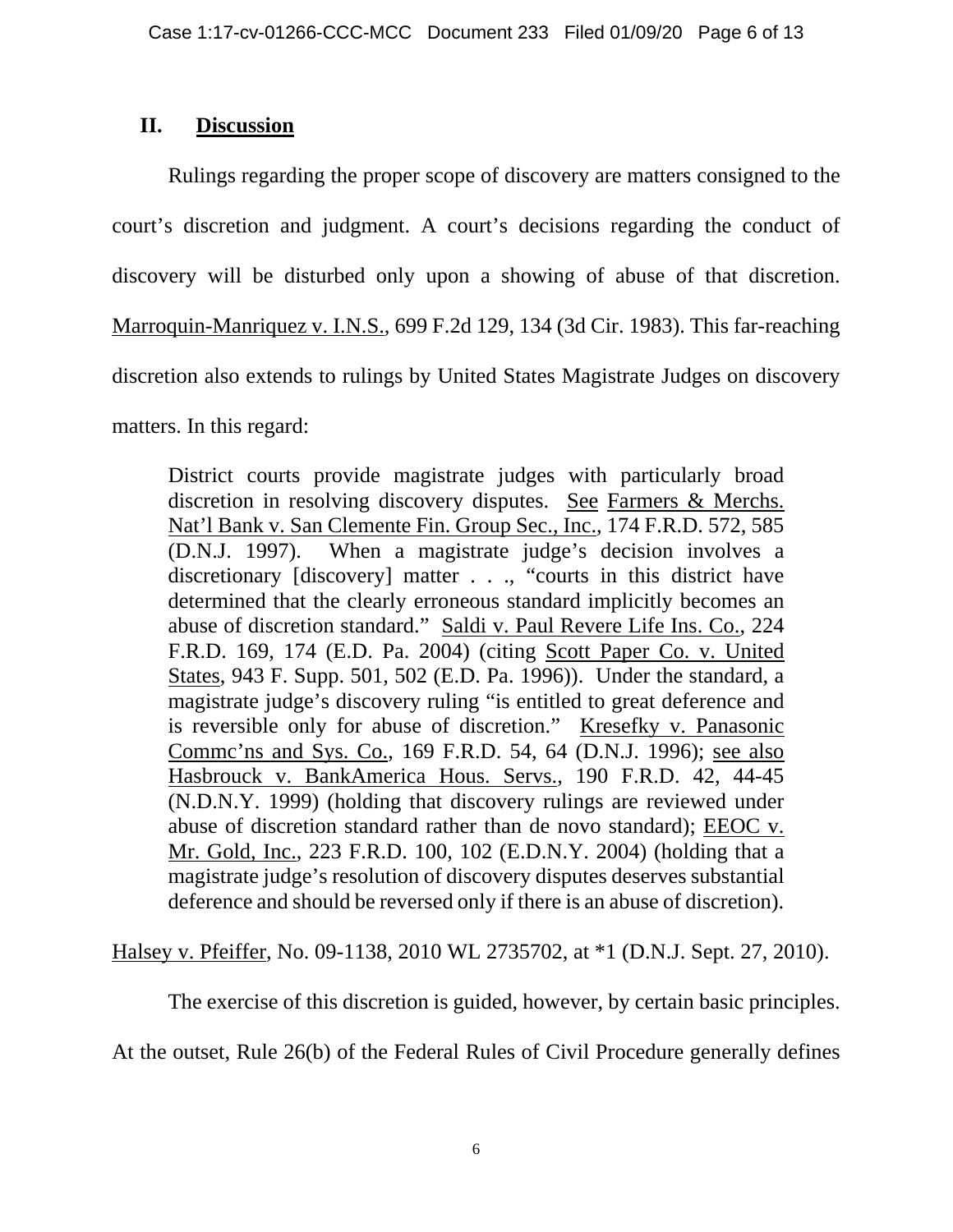## II. Discussion

Rulings regarding the proper scope of discovery are matters consigned to the court's discretion and judgment. A court's decisions regarding the conduct of discovery will be disturbed only upon a showing of abuse of that discretion. Marroquin-Manriquez v. I.N.S., 699 F.2d 129, 134 (3d Cir. 1983). This far-reaching discretion also extends to rulings by United States Magistrate Judges on discovery matters. In this regard:

> District courts provide magistrate judges with particularly broad discretion in resolving discovery disputes. See Farmers & Merchs. Nat'l Bank v. San Clemente Fin. Group Sec., Inc., 174 F.R.D. 572, 585 (D.N.J. 1997). When a magistrate judge's decision involves a discretionary [discovery] matter . . ., "courts in this district have determined that the clearly erroneous standard implicitly becomes an abuse of discretion standard." Saldi v. Paul Revere Life Ins. Co., 224 F.R.D. 169, 174 (E.D. Pa. 2004) (citing Scott Paper Co. v. United States, 943 F. Supp. 501, 502 (E.D. Pa. 1996)). Under the standard, a magistrate judge's discovery ruling "is entitled to great deference and is reversible only for abuse of discretion." Kresefky v. Panasonic Commc'ns and Sys. Co., 169 F.R.D. 54, 64 (D.N.J. 1996); see also Hasbrouck v. BankAmerica Hous. Servs., 190 F.R.D. 42, 44-45 (N.D.N.Y. 1999) (holding that discovery rulings are reviewed under abuse of discretion standard rather than de novo standard); EEOC v. Mr. Gold, Inc., 223 F.R.D. 100, 102 (E.D.N.Y. 2004) (holding that a magistrate judge's resolution of discovery disputes deserves substantial deference and should be reversed only if there is an abuse of discretion).

Halsey v. Pfeiffer, No. 09-1138, 2010 WL 2735702, at *1 (D.N.J. Sept. 27, 2010).

The exercise of this discretion is guided, however, by certain basic principles. At the outset, Rule 26(b) of the Federal Rules of Civil Procedure generally defines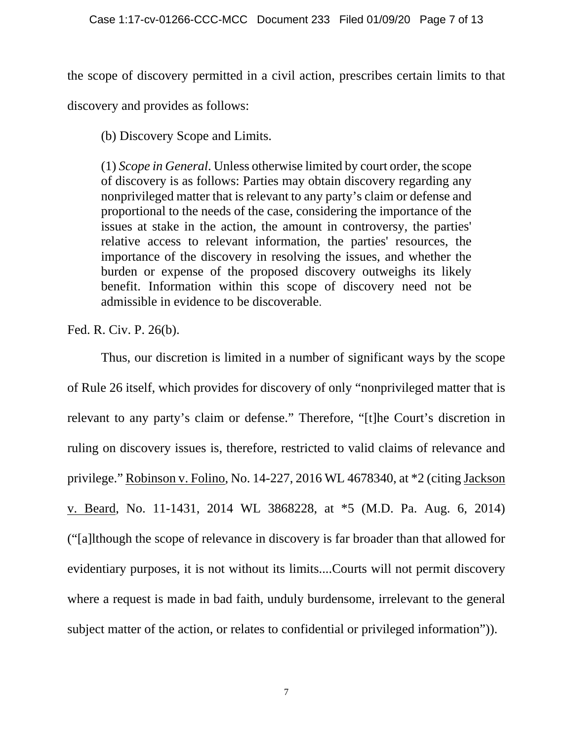the scope of discovery permitted in a civil action, prescribes certain limits to that discovery and provides as follows:

> (b) Discovery Scope and Limits.
>
> (1) *Scope in General*. Unless otherwise limited by court order, the scope of discovery is as follows: Parties may obtain discovery regarding any nonprivileged matter that is relevant to any party's claim or defense and proportional to the needs of the case, considering the importance of the issues at stake in the action, the amount in controversy, the parties' relative access to relevant information, the parties' resources, the importance of the discovery in resolving the issues, and whether the burden or expense of the proposed discovery outweighs its likely benefit. Information within this scope of discovery need not be admissible in evidence to be discoverable.

Fed. R. Civ. P. 26(b).

Thus, our discretion is limited in a number of significant ways by the scope of Rule 26 itself, which provides for discovery of only "nonprivileged matter that is relevant to any party's claim or defense." Therefore, "[t]he Court's discretion in ruling on discovery issues is, therefore, restricted to valid claims of relevance and privilege." Robinson v. Folino, No. 14-227, 2016 WL 4678340, at *2 (citing Jackson v. Beard, No. 11-1431, 2014 WL 3868228, at *5 (M.D. Pa. Aug. 6, 2014) ("[a]lthough the scope of relevance in discovery is far broader than that allowed for evidentiary purposes, it is not without its limits....Courts will not permit discovery where a request is made in bad faith, unduly burdensome, irrelevant to the general subject matter of the action, or relates to confidential or privileged information")).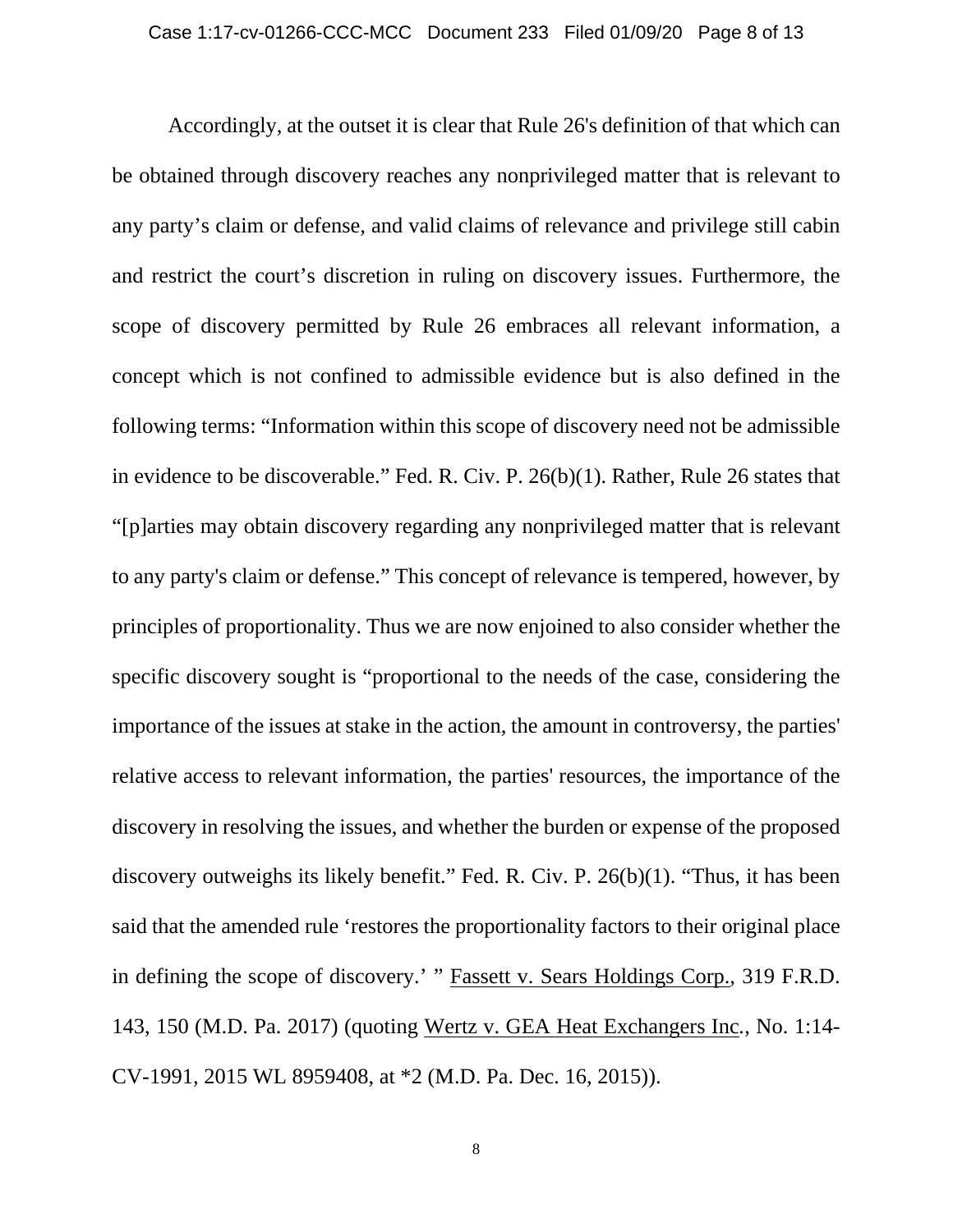Accordingly, at the outset it is clear that Rule 26's definition of that which can be obtained through discovery reaches any nonprivileged matter that is relevant to any party's claim or defense, and valid claims of relevance and privilege still cabin and restrict the court's discretion in ruling on discovery issues. Furthermore, the scope of discovery permitted by Rule 26 embraces all relevant information, a concept which is not confined to admissible evidence but is also defined in the following terms: "Information within this scope of discovery need not be admissible in evidence to be discoverable." Fed. R. Civ. P. 26(b)(1). Rather, Rule 26 states that "[p]arties may obtain discovery regarding any nonprivileged matter that is relevant to any party's claim or defense." This concept of relevance is tempered, however, by principles of proportionality. Thus we are now enjoined to also consider whether the specific discovery sought is "proportional to the needs of the case, considering the importance of the issues at stake in the action, the amount in controversy, the parties' relative access to relevant information, the parties' resources, the importance of the discovery in resolving the issues, and whether the burden or expense of the proposed discovery outweighs its likely benefit." Fed. R. Civ. P. 26(b)(1). "Thus, it has been said that the amended rule 'restores the proportionality factors to their original place in defining the scope of discovery.' " Fassett v. Sears Holdings Corp., 319 F.R.D. 143, 150 (M.D. Pa. 2017) (quoting Wertz v. GEA Heat Exchangers Inc., No. 1:14-CV-1991, 2015 WL 8959408, at *2 (M.D. Pa. Dec. 16, 2015)).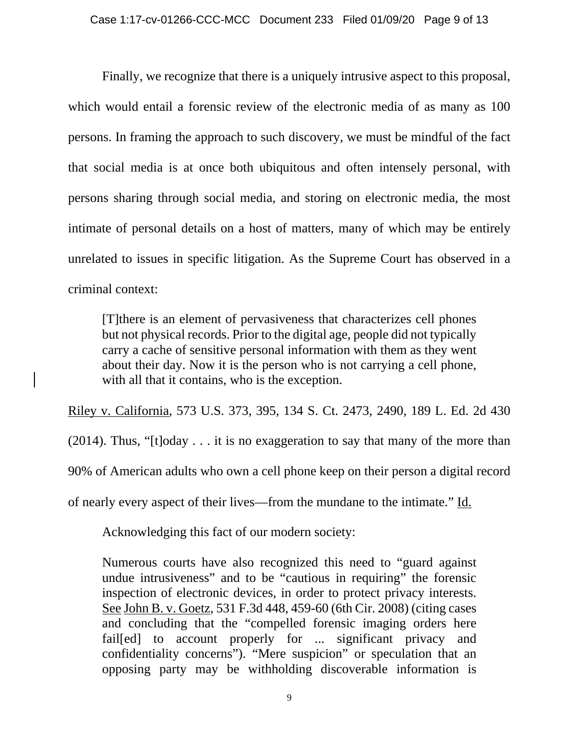Finally, we recognize that there is a uniquely intrusive aspect to this proposal, which would entail a forensic review of the electronic media of as many as 100 persons. In framing the approach to such discovery, we must be mindful of the fact that social media is at once both ubiquitous and often intensely personal, with persons sharing through social media, and storing on electronic media, the most intimate of personal details on a host of matters, many of which may be entirely unrelated to issues in specific litigation. As the Supreme Court has observed in a criminal context:

> [T]there is an element of pervasiveness that characterizes cell phones but not physical records. Prior to the digital age, people did not typically carry a cache of sensitive personal information with them as they went about their day. Now it is the person who is not carrying a cell phone, with all that it contains, who is the exception.

Riley v. California, 573 U.S. 373, 395, 134 S. Ct. 2473, 2490, 189 L. Ed. 2d 430 (2014). Thus, "[t]oday . . . it is no exaggeration to say that many of the more than 90% of American adults who own a cell phone keep on their person a digital record of nearly every aspect of their lives—from the mundane to the intimate." Id.

Acknowledging this fact of our modern society:

> Numerous courts have also recognized this need to "guard against undue intrusiveness" and to be "cautious in requiring" the forensic inspection of electronic devices, in order to protect privacy interests. See John B. v. Goetz, 531 F.3d 448, 459-60 (6th Cir. 2008) (citing cases and concluding that the "compelled forensic imaging orders here fail[ed] to account properly for ... significant privacy and confidentiality concerns"). "Mere suspicion" or speculation that an opposing party may be withholding discoverable information is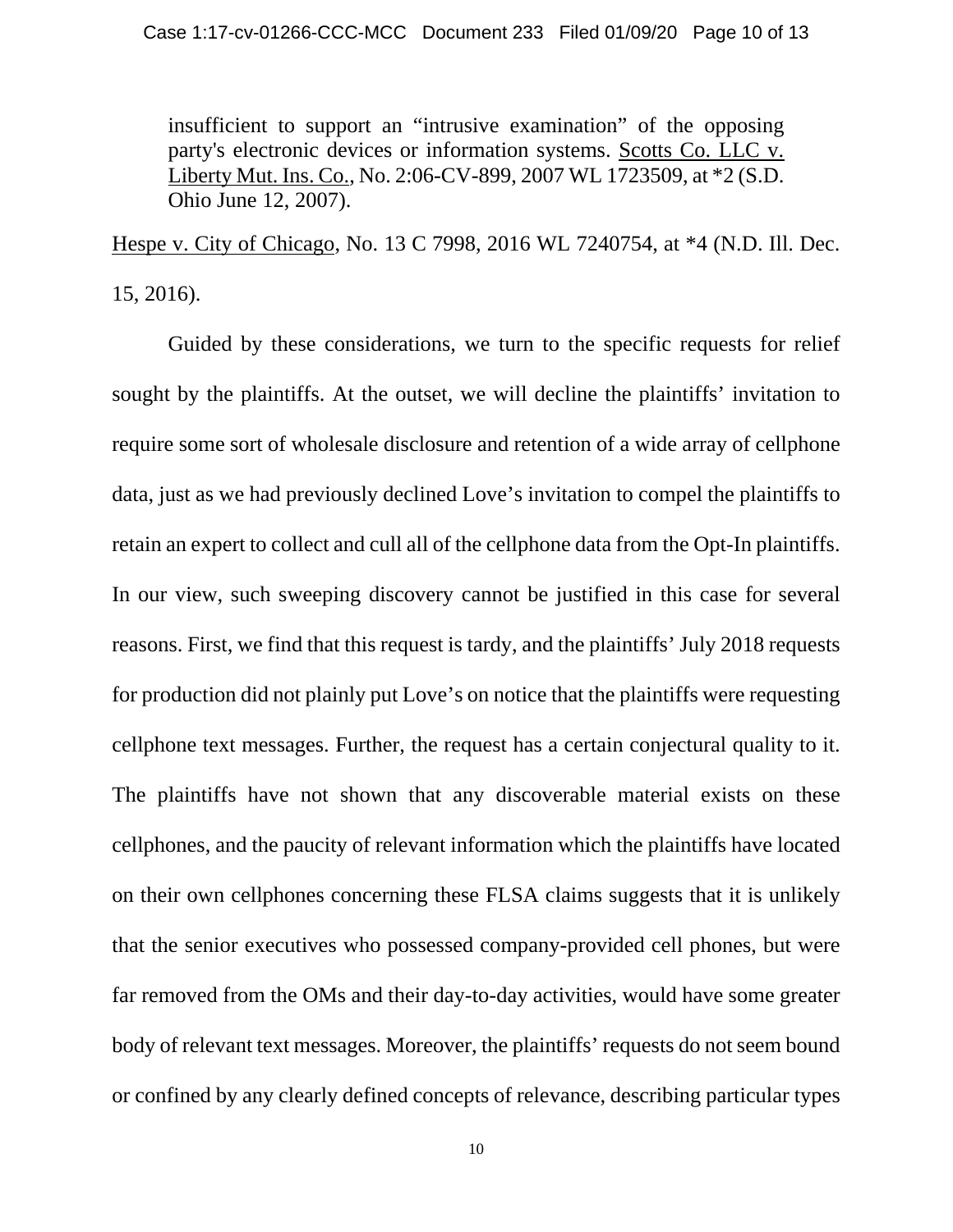> insufficient to support an "intrusive examination" of the opposing party's electronic devices or information systems. Scotts Co. LLC v. Liberty Mut. Ins. Co., No. 2:06-CV-899, 2007 WL 1723509, at *2 (S.D. Ohio June 12, 2007).

Hespe v. City of Chicago, No. 13 C 7998, 2016 WL 7240754, at *4 (N.D. Ill. Dec. 15, 2016).

Guided by these considerations, we turn to the specific requests for relief sought by the plaintiffs. At the outset, we will decline the plaintiffs' invitation to require some sort of wholesale disclosure and retention of a wide array of cellphone data, just as we had previously declined Love's invitation to compel the plaintiffs to retain an expert to collect and cull all of the cellphone data from the Opt-In plaintiffs. In our view, such sweeping discovery cannot be justified in this case for several reasons. First, we find that this request is tardy, and the plaintiffs' July 2018 requests for production did not plainly put Love's on notice that the plaintiffs were requesting cellphone text messages. Further, the request has a certain conjectural quality to it. The plaintiffs have not shown that any discoverable material exists on these cellphones, and the paucity of relevant information which the plaintiffs have located on their own cellphones concerning these FLSA claims suggests that it is unlikely that the senior executives who possessed company-provided cell phones, but were far removed from the OMs and their day-to-day activities, would have some greater body of relevant text messages. Moreover, the plaintiffs' requests do not seem bound or confined by any clearly defined concepts of relevance, describing particular types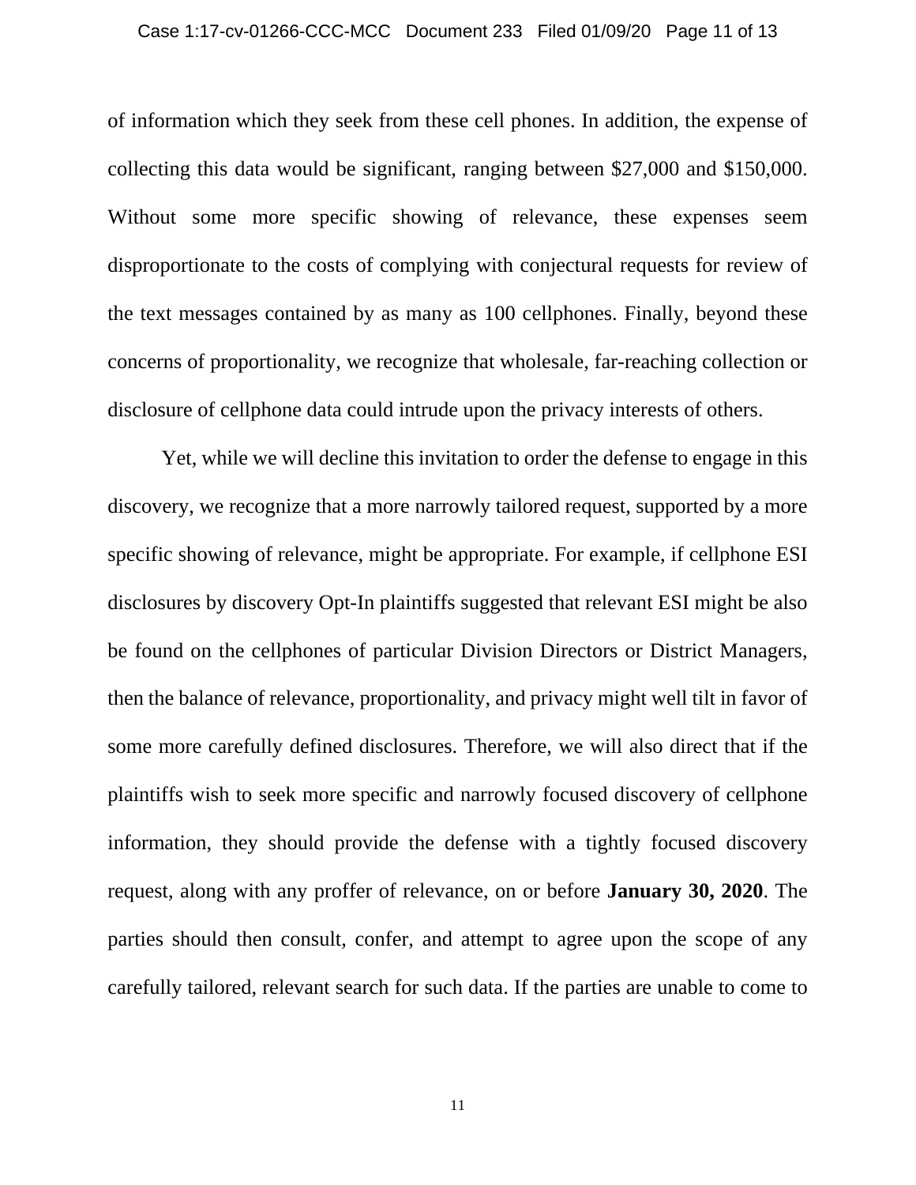of information which they seek from these cell phones. In addition, the expense of collecting this data would be significant, ranging between $27,000 and $150,000. Without some more specific showing of relevance, these expenses seem disproportionate to the costs of complying with conjectural requests for review of the text messages contained by as many as 100 cellphones. Finally, beyond these concerns of proportionality, we recognize that wholesale, far-reaching collection or disclosure of cellphone data could intrude upon the privacy interests of others.

Yet, while we will decline this invitation to order the defense to engage in this discovery, we recognize that a more narrowly tailored request, supported by a more specific showing of relevance, might be appropriate. For example, if cellphone ESI disclosures by discovery Opt-In plaintiffs suggested that relevant ESI might be also be found on the cellphones of particular Division Directors or District Managers, then the balance of relevance, proportionality, and privacy might well tilt in favor of some more carefully defined disclosures. Therefore, we will also direct that if the plaintiffs wish to seek more specific and narrowly focused discovery of cellphone information, they should provide the defense with a tightly focused discovery request, along with any proffer of relevance, on or before **January 30, 2020**. The parties should then consult, confer, and attempt to agree upon the scope of any carefully tailored, relevant search for such data. If the parties are unable to come to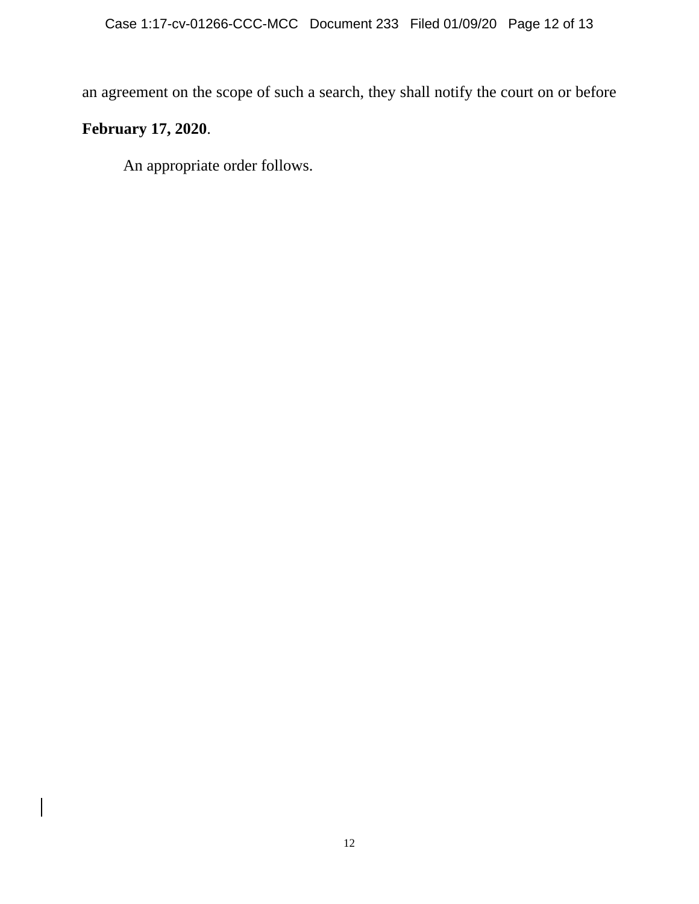an agreement on the scope of such a search, they shall notify the court on or before **February 17, 2020**.

An appropriate order follows.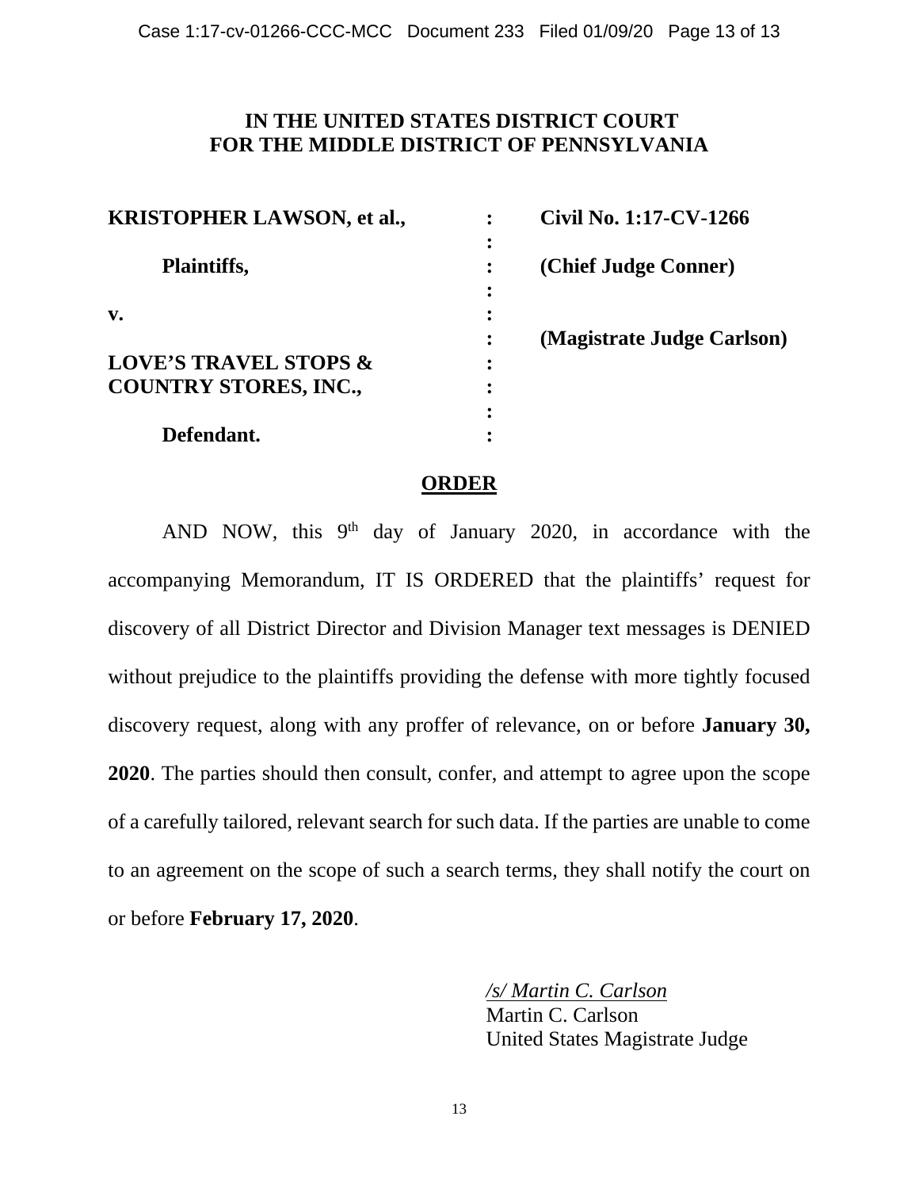**IN THE UNITED STATES DISTRICT COURT**
**FOR THE MIDDLE DISTRICT OF PENNSYLVANIA**

| | | |
|---|---|---|
| **KRISTOPHER LAWSON, et al.,** | : | **Civil No. 1:17-CV-1266** |
| | : | |
| **Plaintiffs,** | : | **(Chief Judge Conner)** |
| | : | |
| **v.** | : | |
| | : | **(Magistrate Judge Carlson)** |
| **LOVE'S TRAVEL STOPS & COUNTRY STORES, INC.,** | : | |
| | : | |
| **Defendant.** | : | |

**ORDER**

AND NOW, this 9th day of January 2020, in accordance with the accompanying Memorandum, IT IS ORDERED that the plaintiffs' request for discovery of all District Director and Division Manager text messages is DENIED without prejudice to the plaintiffs providing the defense with more tightly focused discovery request, along with any proffer of relevance, on or before **January 30, 2020**. The parties should then consult, confer, and attempt to agree upon the scope of a carefully tailored, relevant search for such data. If the parties are unable to come to an agreement on the scope of such a search terms, they shall notify the court on or before **February 17, 2020**.

*/s/ Martin C. Carlson*
Martin C. Carlson
United States Magistrate Judge